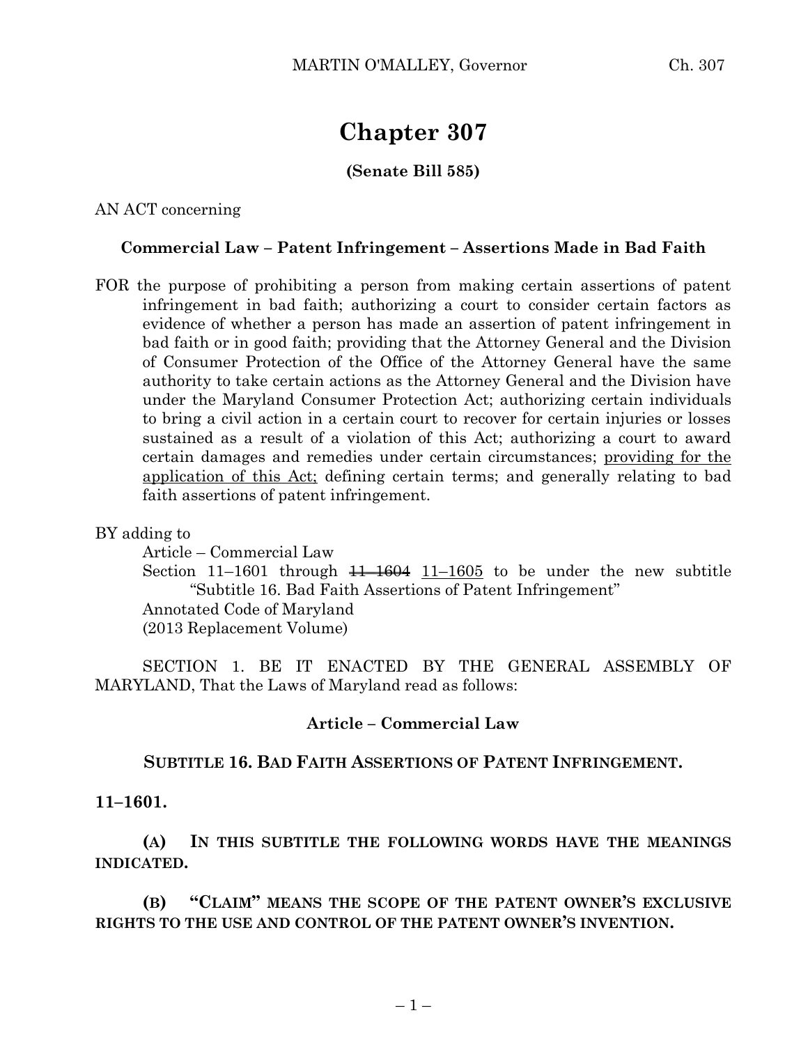# Chapter 307

**(Senate Bill 585)**

AN ACT concerning

**Commercial Law – Patent Infringement – Assertions Made in Bad Faith**

FOR the purpose of prohibiting a person from making certain assertions of patent infringement in bad faith; authorizing a court to consider certain factors as evidence of whether a person has made an assertion of patent infringement in bad faith or in good faith; providing that the Attorney General and the Division of Consumer Protection of the Office of the Attorney General have the same authority to take certain actions as the Attorney General and the Division have under the Maryland Consumer Protection Act; authorizing certain individuals to bring a civil action in a certain court to recover for certain injuries or losses sustained as a result of a violation of this Act; authorizing a court to award certain damages and remedies under certain circumstances; <u>providing for the application of this Act;</u> defining certain terms; and generally relating to bad faith assertions of patent infringement.

BY adding to

Article – Commercial Law
Section 11–1601 through ~~11–1604~~ <u>11–1605</u> to be under the new subtitle "Subtitle 16. Bad Faith Assertions of Patent Infringement"
Annotated Code of Maryland
(2013 Replacement Volume)

SECTION 1. BE IT ENACTED BY THE GENERAL ASSEMBLY OF MARYLAND, That the Laws of Maryland read as follows:

**Article – Commercial Law**

**SUBTITLE 16. BAD FAITH ASSERTIONS OF PATENT INFRINGEMENT.**

**11–1601.**

**(A) IN THIS SUBTITLE THE FOLLOWING WORDS HAVE THE MEANINGS INDICATED.**

**(B) "CLAIM" MEANS THE SCOPE OF THE PATENT OWNER'S EXCLUSIVE RIGHTS TO THE USE AND CONTROL OF THE PATENT OWNER'S INVENTION.**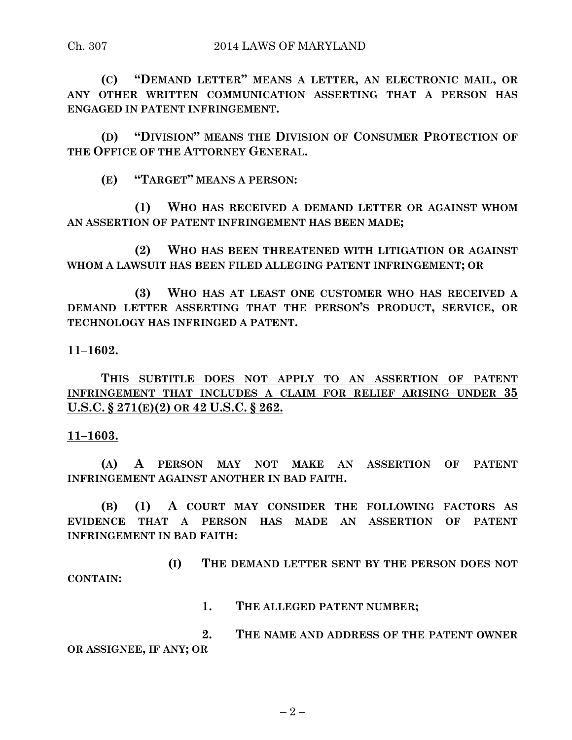**(C) "DEMAND LETTER" MEANS A LETTER, AN ELECTRONIC MAIL, OR ANY OTHER WRITTEN COMMUNICATION ASSERTING THAT A PERSON HAS ENGAGED IN PATENT INFRINGEMENT.**

**(D) "DIVISION" MEANS THE DIVISION OF CONSUMER PROTECTION OF THE OFFICE OF THE ATTORNEY GENERAL.**

**(E) "TARGET" MEANS A PERSON:**

**(1) WHO HAS RECEIVED A DEMAND LETTER OR AGAINST WHOM AN ASSERTION OF PATENT INFRINGEMENT HAS BEEN MADE;**

**(2) WHO HAS BEEN THREATENED WITH LITIGATION OR AGAINST WHOM A LAWSUIT HAS BEEN FILED ALLEGING PATENT INFRINGEMENT; OR**

**(3) WHO HAS AT LEAST ONE CUSTOMER WHO HAS RECEIVED A DEMAND LETTER ASSERTING THAT THE PERSON'S PRODUCT, SERVICE, OR TECHNOLOGY HAS INFRINGED A PATENT.**

**11–1602.**

<u>**THIS SUBTITLE DOES NOT APPLY TO AN ASSERTION OF PATENT INFRINGEMENT THAT INCLUDES A CLAIM FOR RELIEF ARISING UNDER 35 U.S.C. § 271(E)(2) OR 42 U.S.C. § 262.**</u>

<u>**11–1603.**</u>

**(A) A PERSON MAY NOT MAKE AN ASSERTION OF PATENT INFRINGEMENT AGAINST ANOTHER IN BAD FAITH.**

**(B) (1) A COURT MAY CONSIDER THE FOLLOWING FACTORS AS EVIDENCE THAT A PERSON HAS MADE AN ASSERTION OF PATENT INFRINGEMENT IN BAD FAITH:**

**(I) THE DEMAND LETTER SENT BY THE PERSON DOES NOT CONTAIN:**

**1. THE ALLEGED PATENT NUMBER;**

**2. THE NAME AND ADDRESS OF THE PATENT OWNER OR ASSIGNEE, IF ANY; OR**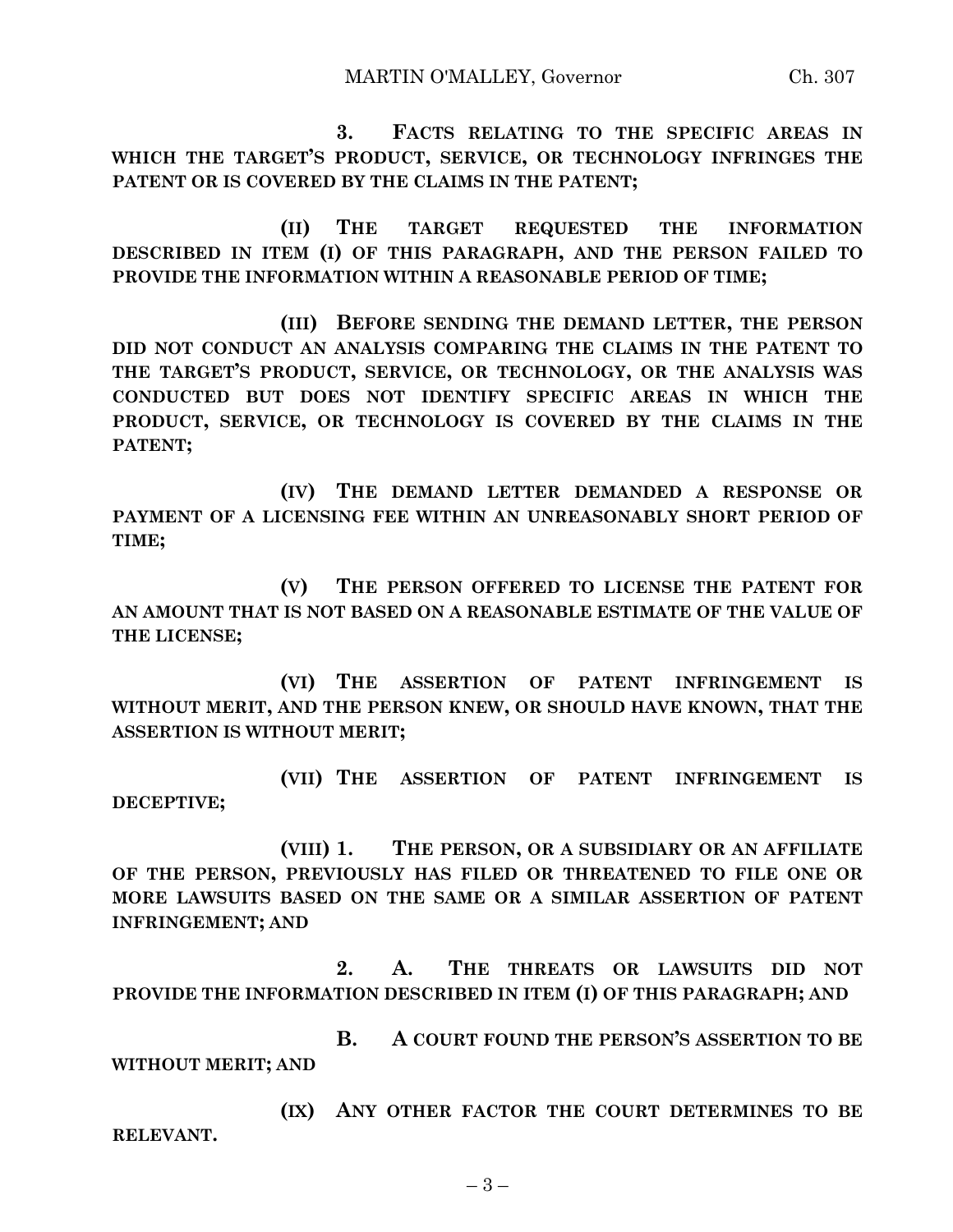**3. FACTS RELATING TO THE SPECIFIC AREAS IN WHICH THE TARGET'S PRODUCT, SERVICE, OR TECHNOLOGY INFRINGES THE PATENT OR IS COVERED BY THE CLAIMS IN THE PATENT;**

**(II) THE TARGET REQUESTED THE INFORMATION DESCRIBED IN ITEM (I) OF THIS PARAGRAPH, AND THE PERSON FAILED TO PROVIDE THE INFORMATION WITHIN A REASONABLE PERIOD OF TIME;**

**(III) BEFORE SENDING THE DEMAND LETTER, THE PERSON DID NOT CONDUCT AN ANALYSIS COMPARING THE CLAIMS IN THE PATENT TO THE TARGET'S PRODUCT, SERVICE, OR TECHNOLOGY, OR THE ANALYSIS WAS CONDUCTED BUT DOES NOT IDENTIFY SPECIFIC AREAS IN WHICH THE PRODUCT, SERVICE, OR TECHNOLOGY IS COVERED BY THE CLAIMS IN THE PATENT;**

**(IV) THE DEMAND LETTER DEMANDED A RESPONSE OR PAYMENT OF A LICENSING FEE WITHIN AN UNREASONABLY SHORT PERIOD OF TIME;**

**(V) THE PERSON OFFERED TO LICENSE THE PATENT FOR AN AMOUNT THAT IS NOT BASED ON A REASONABLE ESTIMATE OF THE VALUE OF THE LICENSE;**

**(VI) THE ASSERTION OF PATENT INFRINGEMENT IS WITHOUT MERIT, AND THE PERSON KNEW, OR SHOULD HAVE KNOWN, THAT THE ASSERTION IS WITHOUT MERIT;**

**(VII) THE ASSERTION OF PATENT INFRINGEMENT IS DECEPTIVE;**

**(VIII) 1. THE PERSON, OR A SUBSIDIARY OR AN AFFILIATE OF THE PERSON, PREVIOUSLY HAS FILED OR THREATENED TO FILE ONE OR MORE LAWSUITS BASED ON THE SAME OR A SIMILAR ASSERTION OF PATENT INFRINGEMENT; AND**

**2. A. THE THREATS OR LAWSUITS DID NOT PROVIDE THE INFORMATION DESCRIBED IN ITEM (I) OF THIS PARAGRAPH; AND**

**B. A COURT FOUND THE PERSON'S ASSERTION TO BE WITHOUT MERIT; AND**

**(IX) ANY OTHER FACTOR THE COURT DETERMINES TO BE RELEVANT.**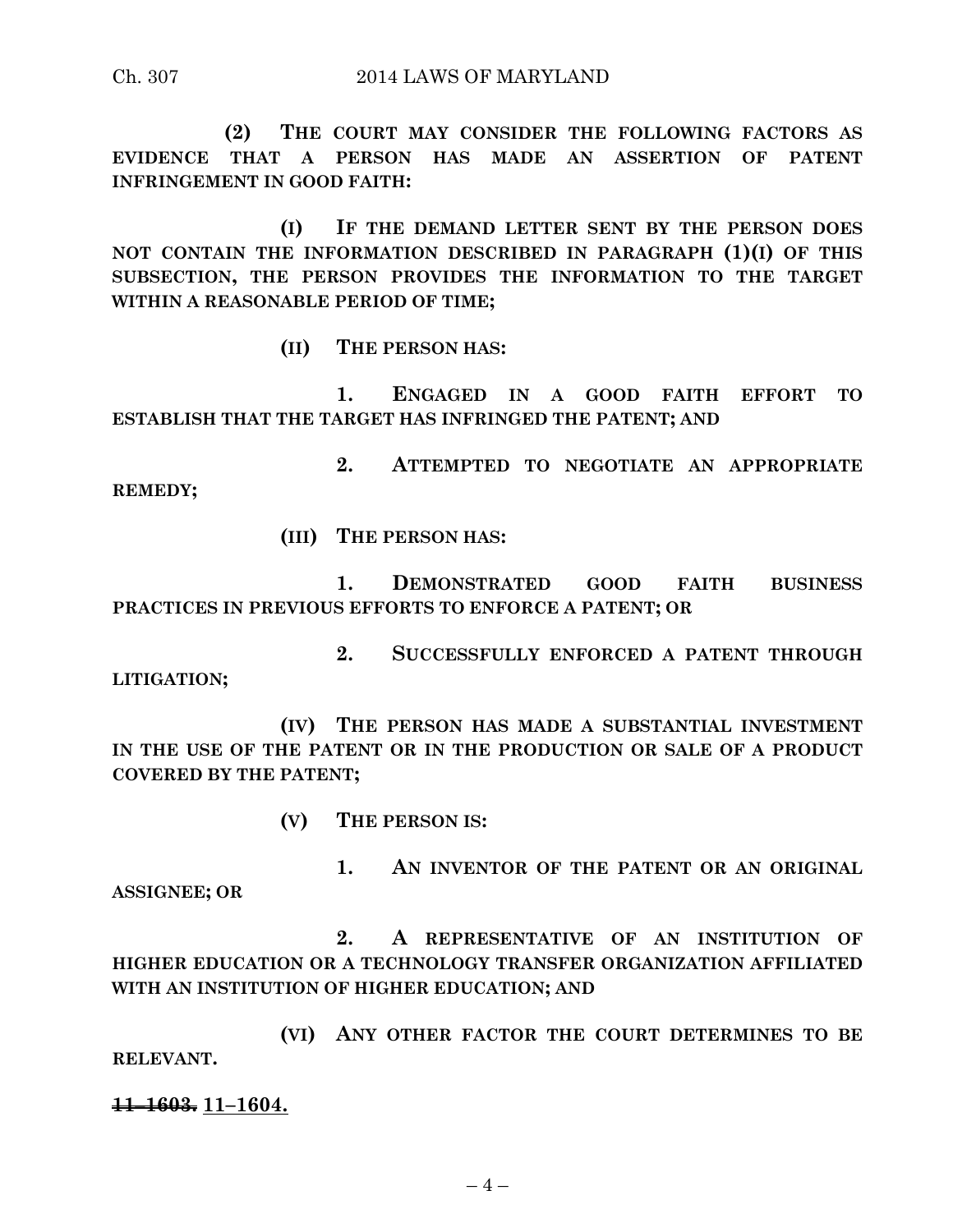**(2) THE COURT MAY CONSIDER THE FOLLOWING FACTORS AS EVIDENCE THAT A PERSON HAS MADE AN ASSERTION OF PATENT INFRINGEMENT IN GOOD FAITH:**

**(I) IF THE DEMAND LETTER SENT BY THE PERSON DOES NOT CONTAIN THE INFORMATION DESCRIBED IN PARAGRAPH (1)(I) OF THIS SUBSECTION, THE PERSON PROVIDES THE INFORMATION TO THE TARGET WITHIN A REASONABLE PERIOD OF TIME;**

**(II) THE PERSON HAS:**

**1. ENGAGED IN A GOOD FAITH EFFORT TO ESTABLISH THAT THE TARGET HAS INFRINGED THE PATENT; AND**

**2. ATTEMPTED TO NEGOTIATE AN APPROPRIATE REMEDY;**

**(III) THE PERSON HAS:**

**1. DEMONSTRATED GOOD FAITH BUSINESS PRACTICES IN PREVIOUS EFFORTS TO ENFORCE A PATENT; OR**

**2. SUCCESSFULLY ENFORCED A PATENT THROUGH LITIGATION;**

**(IV) THE PERSON HAS MADE A SUBSTANTIAL INVESTMENT IN THE USE OF THE PATENT OR IN THE PRODUCTION OR SALE OF A PRODUCT COVERED BY THE PATENT;**

**(V) THE PERSON IS:**

**1. AN INVENTOR OF THE PATENT OR AN ORIGINAL ASSIGNEE; OR**

**2. A REPRESENTATIVE OF AN INSTITUTION OF HIGHER EDUCATION OR A TECHNOLOGY TRANSFER ORGANIZATION AFFILIATED WITH AN INSTITUTION OF HIGHER EDUCATION; AND**

**(VI) ANY OTHER FACTOR THE COURT DETERMINES TO BE RELEVANT.**

**~~11–1603.~~ <u>11–1604.</u>**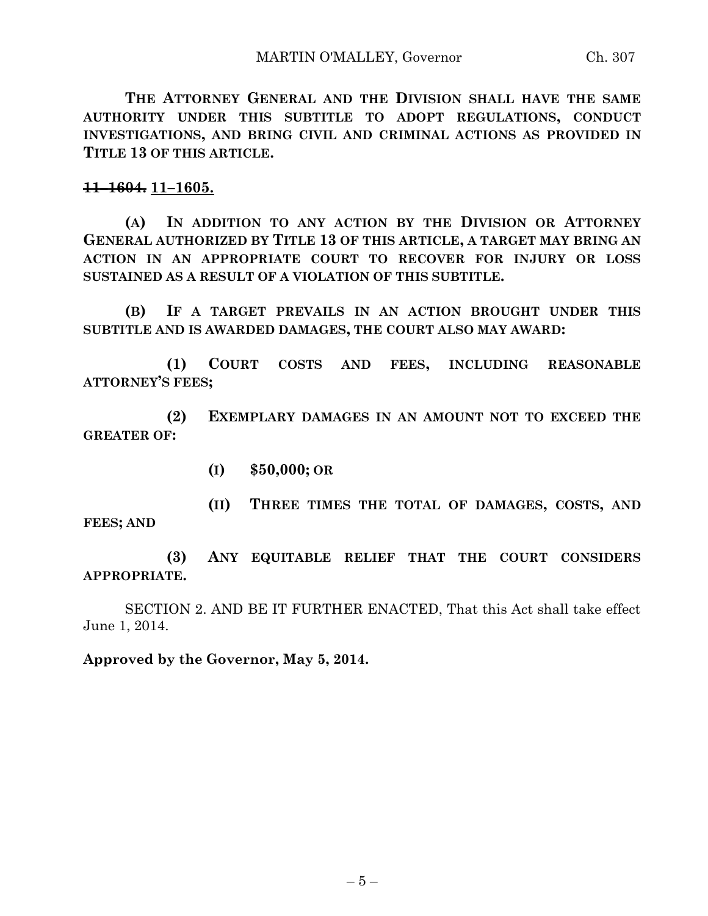**THE ATTORNEY GENERAL AND THE DIVISION SHALL HAVE THE SAME AUTHORITY UNDER THIS SUBTITLE TO ADOPT REGULATIONS, CONDUCT INVESTIGATIONS, AND BRING CIVIL AND CRIMINAL ACTIONS AS PROVIDED IN TITLE 13 OF THIS ARTICLE.**

**~~11–1604.~~ 11–1605.**

**(A) IN ADDITION TO ANY ACTION BY THE DIVISION OR ATTORNEY GENERAL AUTHORIZED BY TITLE 13 OF THIS ARTICLE, A TARGET MAY BRING AN ACTION IN AN APPROPRIATE COURT TO RECOVER FOR INJURY OR LOSS SUSTAINED AS A RESULT OF A VIOLATION OF THIS SUBTITLE.**

**(B) IF A TARGET PREVAILS IN AN ACTION BROUGHT UNDER THIS SUBTITLE AND IS AWARDED DAMAGES, THE COURT ALSO MAY AWARD:**

**(1) COURT COSTS AND FEES, INCLUDING REASONABLE ATTORNEY'S FEES;**

**(2) EXEMPLARY DAMAGES IN AN AMOUNT NOT TO EXCEED THE GREATER OF:**

**(I) $50,000; OR**

**(II) THREE TIMES THE TOTAL OF DAMAGES, COSTS, AND FEES; AND**

**(3) ANY EQUITABLE RELIEF THAT THE COURT CONSIDERS APPROPRIATE.**

SECTION 2. AND BE IT FURTHER ENACTED, That this Act shall take effect June 1, 2014.

**Approved by the Governor, May 5, 2014.**